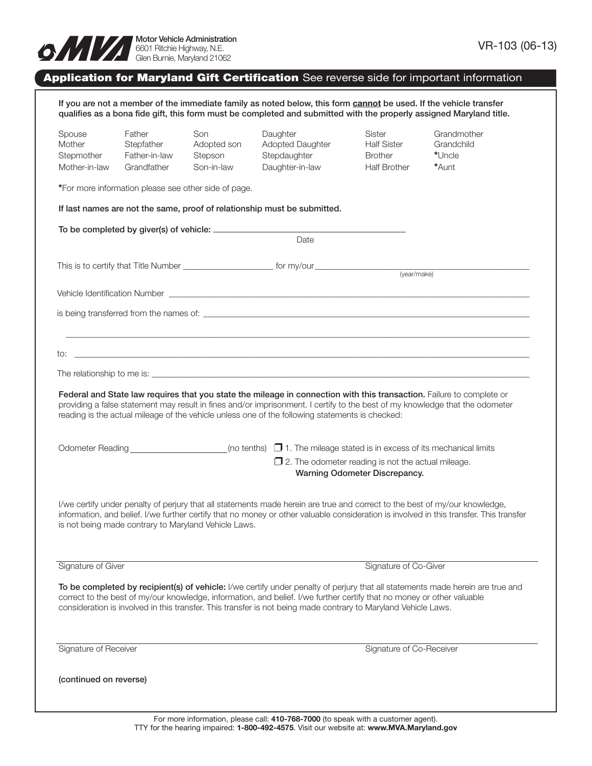Motor Vehicle Administration
6601 Ritchie Highway, N.E.
Glen Burnie, Maryland 21062

VR-103 (06-13)

## Application for Maryland Gift Certification See reverse side for important information

**If you are not a member of the immediate family as noted below, this form cannot be used. If the vehicle transfer qualifies as a bona fide gift, this form must be completed and submitted with the properly assigned Maryland title.**

| | | | | | |
|---|---|---|---|---|---|
| Spouse | Father | Son | Daughter | Sister | Grandmother |
| Mother | Stepfather | Adopted son | Adopted Daughter | Half Sister | Grandchild |
| Stepmother | Father-in-law | Stepson | Stepdaughter | Brother | *Uncle |
| Mother-in-law | Grandfather | Son-in-law | Daughter-in-law | Half Brother | *Aunt |

*For more information please see other side of page.

**If last names are not the same, proof of relationship must be submitted.**

**To be completed by giver(s) of vehicle:** ______________________________
Date

This is to certify that Title Number ____________________ for my/our ______________________________ (year/make)

Vehicle Identification Number ______________________________

is being transferred from the names of: ______________________________

______________________________

to: ______________________________

The relationship to me is: ______________________________

**Federal and State law requires that you state the mileage in connection with this transaction.** Failure to complete or providing a false statement may result in fines and/or imprisonment. I certify to the best of my knowledge that the odometer reading is the actual mileage of the vehicle unless one of the following statements is checked:

Odometer Reading ____________________ (no tenths)

- ☐ 1. The mileage stated is in excess of its mechanical limits
- ☐ 2. The odometer reading is not the actual mileage. **Warning Odometer Discrepancy.**

I/we certify under penalty of perjury that all statements made herein are true and correct to the best of my/our knowledge, information, and belief. I/we further certify that no money or other valuable consideration is involved in this transfer. This transfer is not being made contrary to Maryland Vehicle Laws.

______________________________ ______________________________
Signature of Giver Signature of Co-Giver

**To be completed by recipient(s) of vehicle:** I/we certify under penalty of perjury that all statements made herein are true and correct to the best of my/our knowledge, information, and belief. I/we further certify that no money or other valuable consideration is involved in this transfer. This transfer is not being made contrary to Maryland Vehicle Laws.

______________________________ ______________________________
Signature of Receiver Signature of Co-Receiver

**(continued on reverse)**

For more information, please call: **410-768-7000** (to speak with a customer agent).
TTY for the hearing impaired: **1-800-492-4575**. Visit our website at: **www.MVA.Maryland.gov**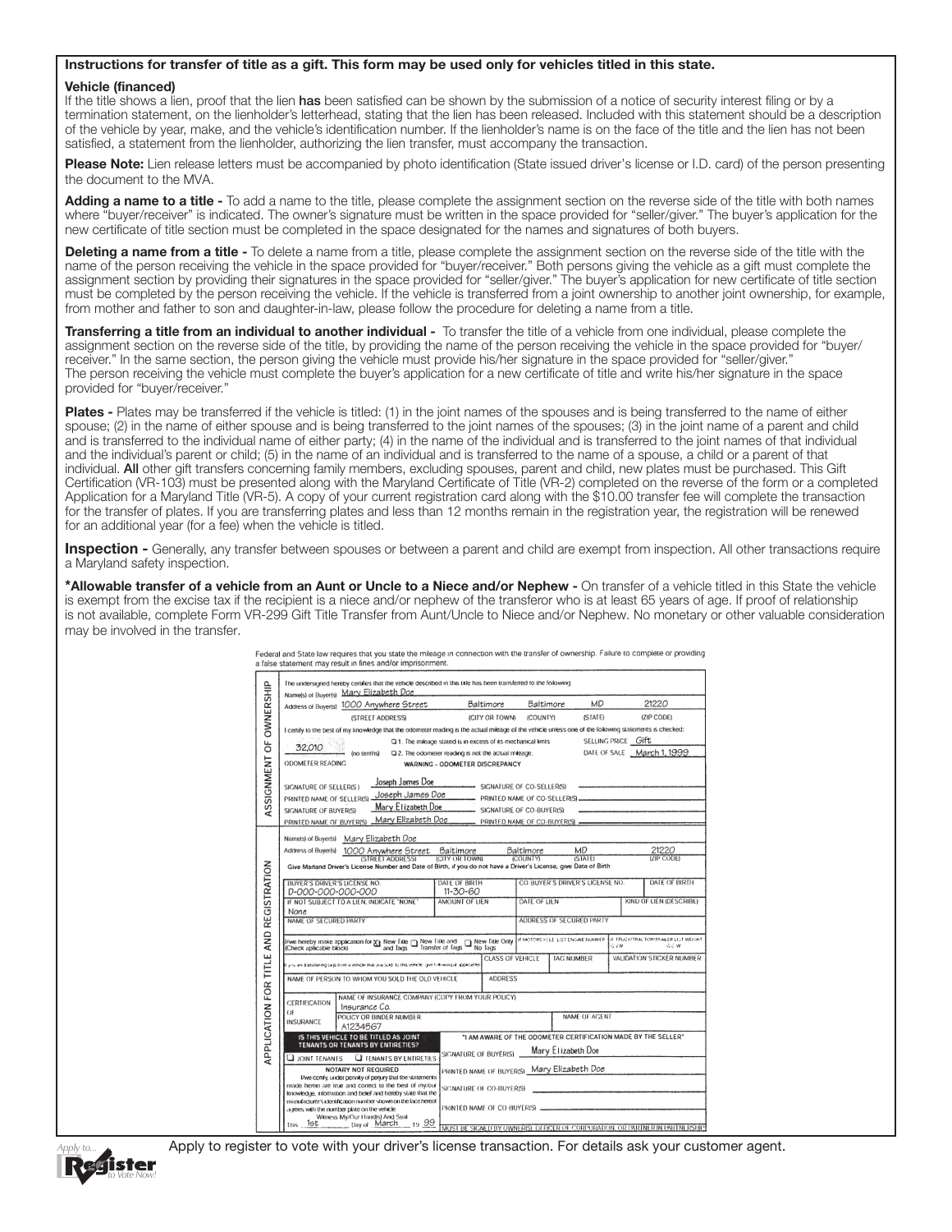**Instructions for transfer of title as a gift. This form may be used only for vehicles titled in this state.**

**Vehicle (financed)**

If the title shows a lien, proof that the lien **has** been satisfied can be shown by the submission of a notice of security interest filing or by a termination statement, on the lienholder's letterhead, stating that the lien has been released. Included with this statement should be a description of the vehicle by year, make, and the vehicle's identification number. If the lienholder's name is on the face of the title and the lien has not been satisfied, a statement from the lienholder, authorizing the lien transfer, must accompany the transaction.

**Please Note:** Lien release letters must be accompanied by photo identification (State issued driver's license or I.D. card) of the person presenting the document to the MVA.

**Adding a name to a title -** To add a name to the title, please complete the assignment section on the reverse side of the title with both names where "buyer/receiver" is indicated. The owner's signature must be written in the space provided for "seller/giver." The buyer's application for the new certificate of title section must be completed in the space designated for the names and signatures of both buyers.

**Deleting a name from a title -** To delete a name from a title, please complete the assignment section on the reverse side of the title with the name of the person receiving the vehicle in the space provided for "buyer/receiver." Both persons giving the vehicle as a gift must complete the assignment section by providing their signatures in the space provided for "seller/giver." The buyer's application for new certificate of title section must be completed by the person receiving the vehicle. If the vehicle is transferred from a joint ownership to another joint ownership, for example, from mother and father to son and daughter-in-law, please follow the procedure for deleting a name from a title.

**Transferring a title from an individual to another individual -** To transfer the title of a vehicle from one individual, please complete the assignment section on the reverse side of the title, by providing the name of the person receiving the vehicle in the space provided for "buyer/receiver." In the same section, the person giving the vehicle must provide his/her signature in the space provided for "seller/giver."
The person receiving the vehicle must complete the buyer's application for a new certificate of title and write his/her signature in the space provided for "buyer/receiver."

**Plates -** Plates may be transferred if the vehicle is titled: (1) in the joint names of the spouses and is being transferred to the name of either spouse; (2) in the name of either spouse and is being transferred to the joint names of the spouses; (3) in the joint name of a parent and child and is transferred to the individual name of either party; (4) in the name of the individual and is transferred to the joint names of that individual and the individual's parent or child; (5) in the name of an individual and is transferred to the name of a spouse, a child or a parent of that individual. **All** other gift transfers concerning family members, excluding spouses, parent and child, new plates must be purchased. This Gift Certification (VR-103) must be presented along with the Maryland Certificate of Title (VR-2) completed on the reverse of the form or a completed Application for a Maryland Title (VR-5). A copy of your current registration card along with the $10.00 transfer fee will complete the transaction for the transfer of plates. If you are transferring plates and less than 12 months remain in the registration year, the registration will be renewed for an additional year (for a fee) when the vehicle is titled.

**Inspection -** Generally, any transfer between spouses or between a parent and child are exempt from inspection. All other transactions require a Maryland safety inspection.

**\*Allowable transfer of a vehicle from an Aunt or Uncle to a Niece and/or Nephew -** On transfer of a vehicle titled in this State the vehicle is exempt from the excise tax if the recipient is a niece and/or nephew of the transferor who is at least 65 years of age. If proof of relationship is not available, complete Form VR-299 Gift Title Transfer from Aunt/Uncle to Niece and/or Nephew. No monetary or other valuable consideration may be involved in the transfer.

Federal and State law requires that you state the mileage in connection with the transfer of ownership. Failure to complete or providing a false statement may result in fines and/or imprisonment.

**ASSIGNMENT OF OWNERSHIP**

The undersigned hereby certifies that the vehicle described in this title has been transferred to the following:

Name(s) of Buyer(s): Mary Elizabeth Doe

Address of Buyer(s): 1000 Anywhere Street (STREET ADDRESS) Baltimore (CITY OR TOWN) Baltimore (COUNTY) MD (STATE) 21220 (ZIP CODE)

I certify to the best of my knowledge that the odometer reading is the actual mileage of the vehicle unless one of the following statements is checked:

- ☐ 1. The mileage stated is in excess of its mechanical limits
- ☐ 2. The odometer reading is not the actual mileage. WARNING - ODOMETER DISCREPANCY

ODOMETER READING: 32,010 (no tenths)

SELLING PRICE: Gift

DATE OF SALE: March 1, 1999

| | | | |
|---|---|---|---|
| SIGNATURE OF SELLER(S) | Joseph James Doe | SIGNATURE OF CO-SELLER(S) | |
| PRINTED NAME OF SELLER(S) | Joseph James Doe | PRINTED NAME OF CO-SELLER(S) | |
| SIGNATURE OF BUYER(S) | Mary Elizabeth Doe | SIGNATURE OF CO-BUYER(S) | |
| PRINTED NAME OF BUYER(S) | Mary Elizabeth Doe | PRINTED NAME OF CO-BUYER(S) | |

**APPLICATION FOR TITLE AND REGISTRATION**

Name(s) of Buyer(s): Mary Elizabeth Doe

Address of Buyer(s): 1000 Anywhere Street (STREET ADDRESS) Baltimore (CITY OR TOWN) Baltimore (COUNTY) MD (STATE) 21220 (ZIP CODE)

Give Marland Driver's License Number and Date of Birth, if you do not have a Driver's License, give Date of Birth

| | | | |
|---|---|---|---|
| BUYER'S DRIVER'S LICENSE NO.: D-000-000-000-000 | DATE OF BIRTH: 11-30-60 | CO-BUYER'S DRIVER'S LICENSE NO. | DATE OF BIRTH |
| IF NOT SUBJECT TO A LIEN, INDICATE "NONE": None | AMOUNT OF LIEN | DATE OF LIEN | KIND OF LIEN (DESCRIBE) |
| NAME OF SECURED PARTY | | ADDRESS OF SECURED PARTY | |

I/we hereby make application for (Check applicable block): ☒ New Title and Tags ☐ New Title and Transfer of Tags ☐ New Title Only No Tags

IF MOTORCYCLE LIST ENGINE NUMBER | IF TRUCK/TRACTOR/TRAILER LIST WEIGHT G.V.W. G.C.W.

If you are transferring tags from a vehicle that you sold to this vehicle, give the following if applicable: CLASS OF VEHICLE | TAG NUMBER | VALIDATION STICKER NUMBER

NAME OF PERSON TO WHOM YOU SOLD THE OLD VEHICLE | ADDRESS

CERTIFICATION OF INSURANCE: NAME OF INSURANCE COMPANY (COPY FROM YOUR POLICY): Insurance Co. POLICY OR BINDER NUMBER: A1234567 NAME OF AGENT

IS THIS VEHICLE TO BE TITLED AS JOINT TENANTS OR TENANTS BY ENTIRETIES? ☐ JOINT TENANTS ☐ TENANTS BY ENTIRETIES

NOTARY NOT REQUIRED
I/we certify, under penalty of perjury that the statements made herein are true and correct to the best of my/our knowledge, information and belief and hereby state that the manufacturer's identification number shown on the face hereof agrees with the number plate on the vehicle.
Witness My/Our Hand(s) And Seal
This 1st Day of March 19 99

"I AM AWARE OF THE ODOMETER CERTIFICATION MADE BY THE SELLER"

SIGNATURE OF BUYER(S): Mary Elizabeth Doe
PRINTED NAME OF BUYER(S): Mary Elizabeth Doe
SIGNATURE OF CO-BUYER(S):
PRINTED NAME OF CO-BUYER(S):

MUST BE SIGNED BY OWNER(S), OFFICER OF CORPORATION, OR PARTNER IN PARTNERSHIP

Apply to... Register to Vote Now!

Apply to register to vote with your driver's license transaction. For details ask your customer agent.